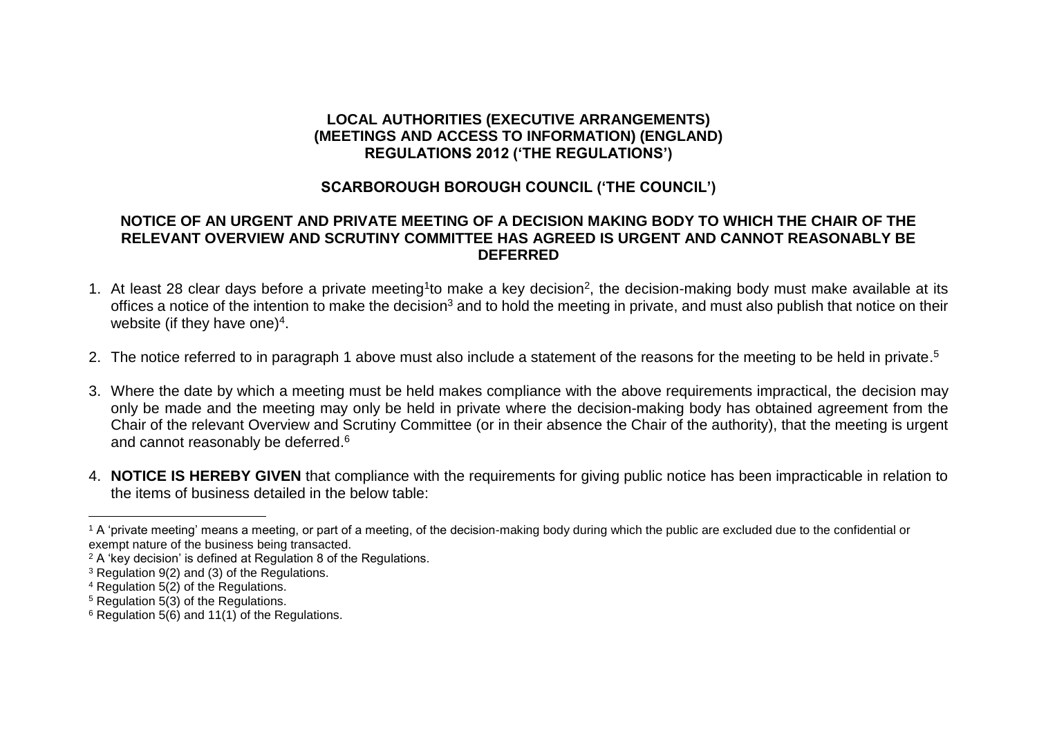**LOCAL AUTHORITIES (EXECUTIVE ARRANGEMENTS) (MEETINGS AND ACCESS TO INFORMATION) (ENGLAND) REGULATIONS 2012 ('THE REGULATIONS')**

**SCARBOROUGH BOROUGH COUNCIL ('THE COUNCIL')**

**NOTICE OF AN URGENT AND PRIVATE MEETING OF A DECISION MAKING BODY TO WHICH THE CHAIR OF THE RELEVANT OVERVIEW AND SCRUTINY COMMITTEE HAS AGREED IS URGENT AND CANNOT REASONABLY BE DEFERRED**

1. At least 28 clear days before a private meeting[1] to make a key decision[2], the decision-making body must make available at its offices a notice of the intention to make the decision[3] and to hold the meeting in private, and must also publish that notice on their website (if they have one)[4].

2. The notice referred to in paragraph 1 above must also include a statement of the reasons for the meeting to be held in private.[5]

3. Where the date by which a meeting must be held makes compliance with the above requirements impractical, the decision may only be made and the meeting may only be held in private where the decision-making body has obtained agreement from the Chair of the relevant Overview and Scrutiny Committee (or in their absence the Chair of the authority), that the meeting is urgent and cannot reasonably be deferred.[6]

4. **NOTICE IS HEREBY GIVEN** that compliance with the requirements for giving public notice has been impracticable in relation to the items of business detailed in the below table:

---

[1] A 'private meeting' means a meeting, or part of a meeting, of the decision-making body during which the public are excluded due to the confidential or exempt nature of the business being transacted.

[2] A 'key decision' is defined at Regulation 8 of the Regulations.

[3] Regulation 9(2) and (3) of the Regulations.

[4] Regulation 5(2) of the Regulations.

[5] Regulation 5(3) of the Regulations.

[6] Regulation 5(6) and 11(1) of the Regulations.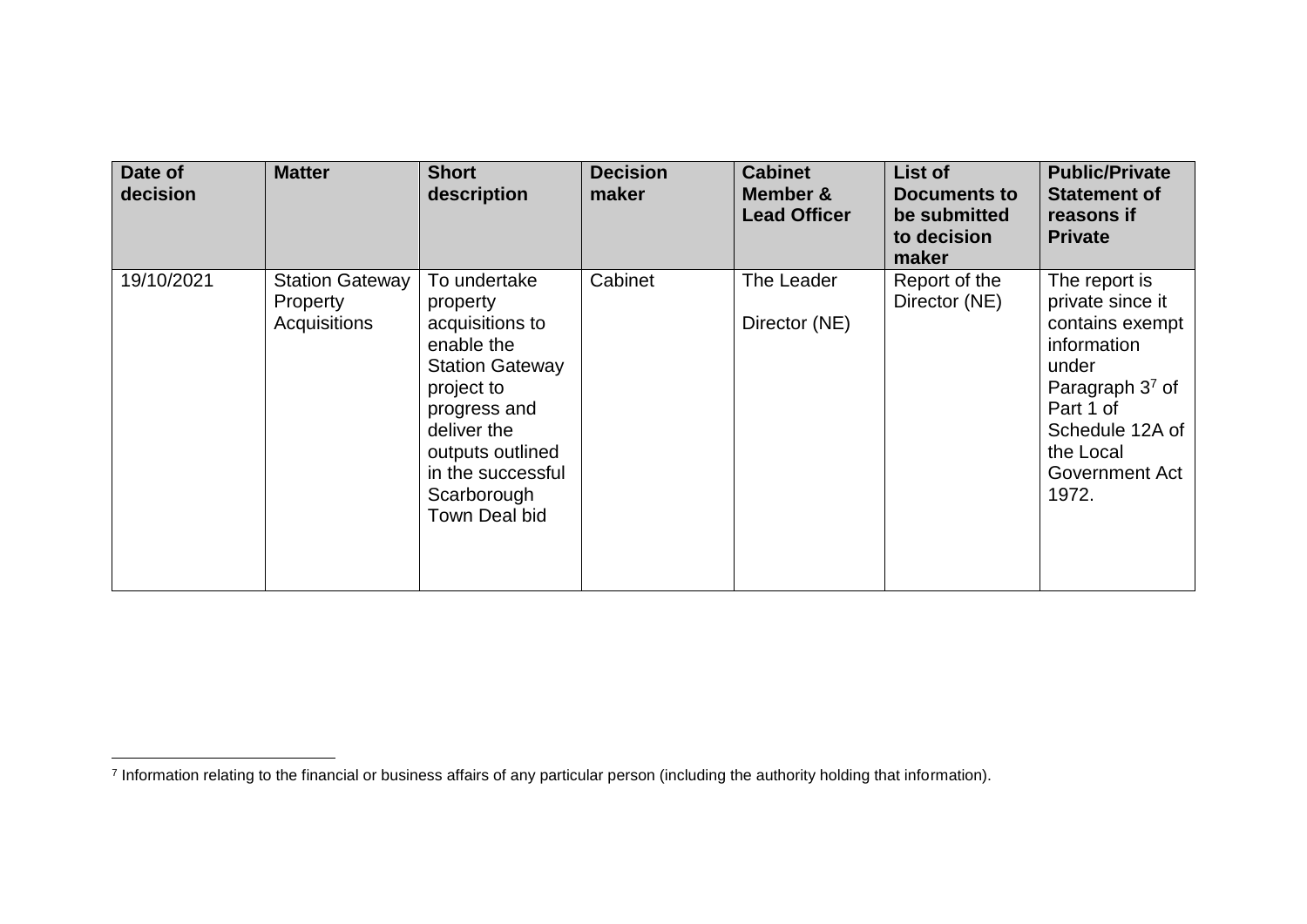| Date of decision | Matter | Short description | Decision maker | Cabinet Member & Lead Officer | List of Documents to be submitted to decision maker | Public/Private Statement of reasons if Private |
|---|---|---|---|---|---|---|
| 19/10/2021 | Station Gateway Property Acquisitions | To undertake property acquisitions to enable the Station Gateway project to progress and deliver the outputs outlined in the successful Scarborough Town Deal bid | Cabinet | The Leader<br><br>Director (NE) | Report of the Director (NE) | The report is private since it contains exempt information under Paragraph 3[7] of Part 1 of Schedule 12A of the Local Government Act 1972. |

[7] Information relating to the financial or business affairs of any particular person (including the authority holding that information).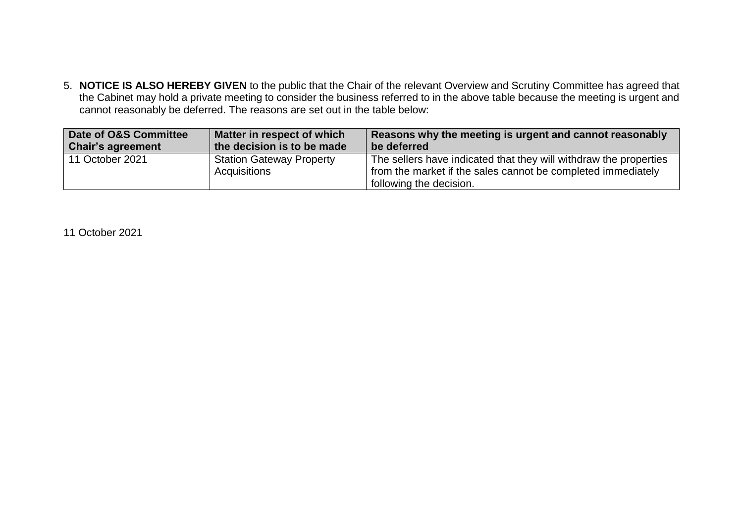5. **NOTICE IS ALSO HEREBY GIVEN** to the public that the Chair of the relevant Overview and Scrutiny Committee has agreed that the Cabinet may hold a private meeting to consider the business referred to in the above table because the meeting is urgent and cannot reasonably be deferred. The reasons are set out in the table below:

| Date of O&S Committee Chair's agreement | Matter in respect of which the decision is to be made | Reasons why the meeting is urgent and cannot reasonably be deferred |
|---|---|---|
| 11 October 2021 | Station Gateway Property Acquisitions | The sellers have indicated that they will withdraw the properties from the market if the sales cannot be completed immediately following the decision. |

11 October 2021